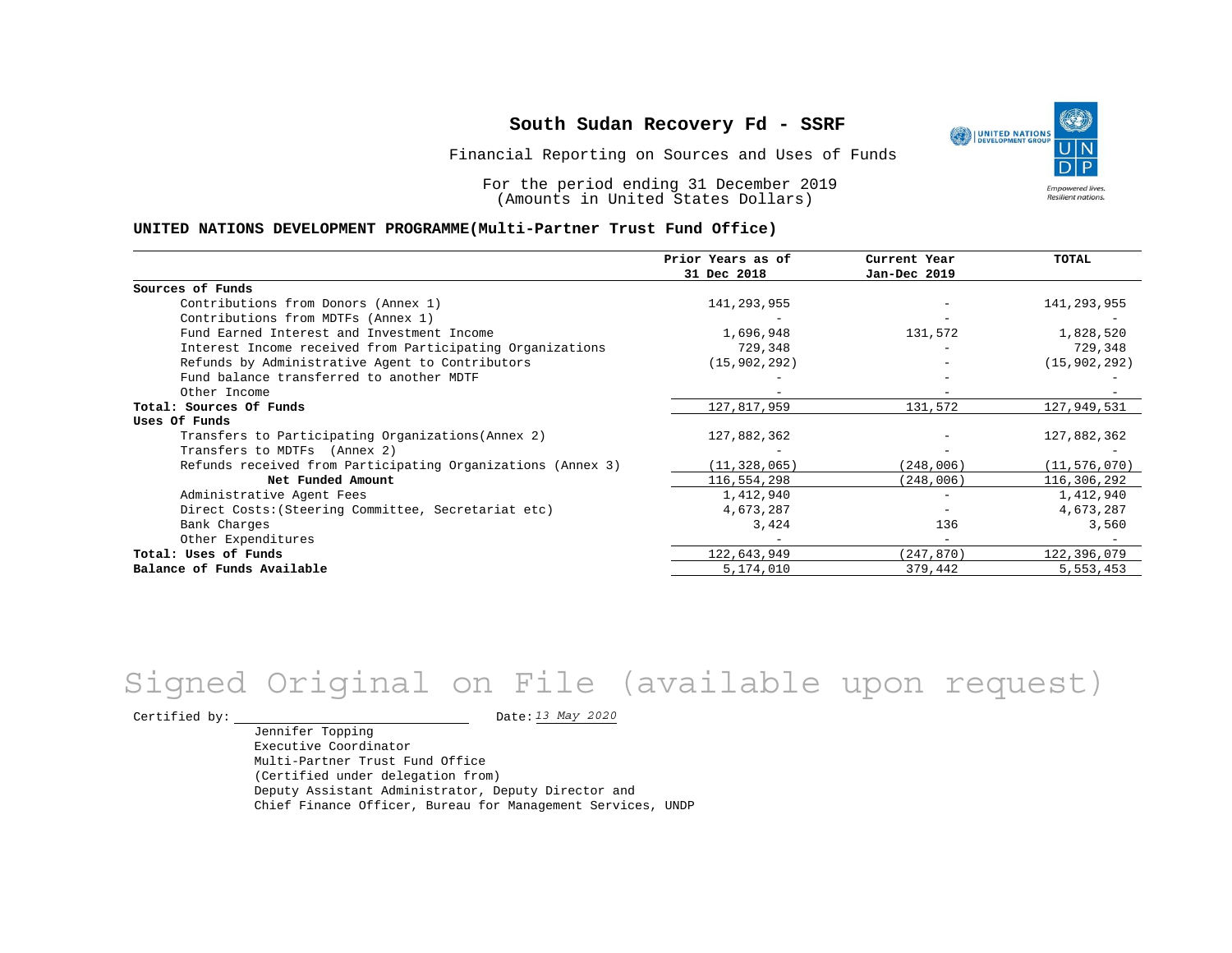# South Sudan Recovery Fd - SSRF

Financial Reporting on Sources and Uses of Funds

For the period ending 31 December 2019
(Amounts in United States Dollars)

**UNITED NATIONS DEVELOPMENT PROGRAMME(Multi-Partner Trust Fund Office)**

| | Prior Years as of 31 Dec 2018 | Current Year Jan-Dec 2019 | TOTAL |
|---|---|---|---|
| **Sources of Funds** | | | |
| Contributions from Donors (Annex 1) | 141,293,955 | - | 141,293,955 |
| Contributions from MDTFs (Annex 1) | - | - | - |
| Fund Earned Interest and Investment Income | 1,696,948 | 131,572 | 1,828,520 |
| Interest Income received from Participating Organizations | 729,348 | - | 729,348 |
| Refunds by Administrative Agent to Contributors | (15,902,292) | - | (15,902,292) |
| Fund balance transferred to another MDTF | - | - | - |
| Other Income | - | - | - |
| **Total: Sources Of Funds** | 127,817,959 | 131,572 | 127,949,531 |
| **Uses Of Funds** | | | |
| Transfers to Participating Organizations(Annex 2) | 127,882,362 | - | 127,882,362 |
| Transfers to MDTFs (Annex 2) | - | - | - |
| Refunds received from Participating Organizations (Annex 3) | (11,328,065) | (248,006) | (11,576,070) |
| **Net Funded Amount** | 116,554,298 | (248,006) | 116,306,292 |
| Administrative Agent Fees | 1,412,940 | - | 1,412,940 |
| Direct Costs:(Steering Committee, Secretariat etc) | 4,673,287 | - | 4,673,287 |
| Bank Charges | 3,424 | 136 | 3,560 |
| Other Expenditures | - | - | - |
| **Total: Uses of Funds** | 122,643,949 | (247,870) | 122,396,079 |
| **Balance of Funds Available** | 5,174,010 | 379,442 | 5,553,453 |

Signed Original on File (available upon request)

Certified by: ______________________ Date: *13 May 2020*

Jennifer Topping
Executive Coordinator
Multi-Partner Trust Fund Office
(Certified under delegation from)
Deputy Assistant Administrator, Deputy Director and
Chief Finance Officer, Bureau for Management Services, UNDP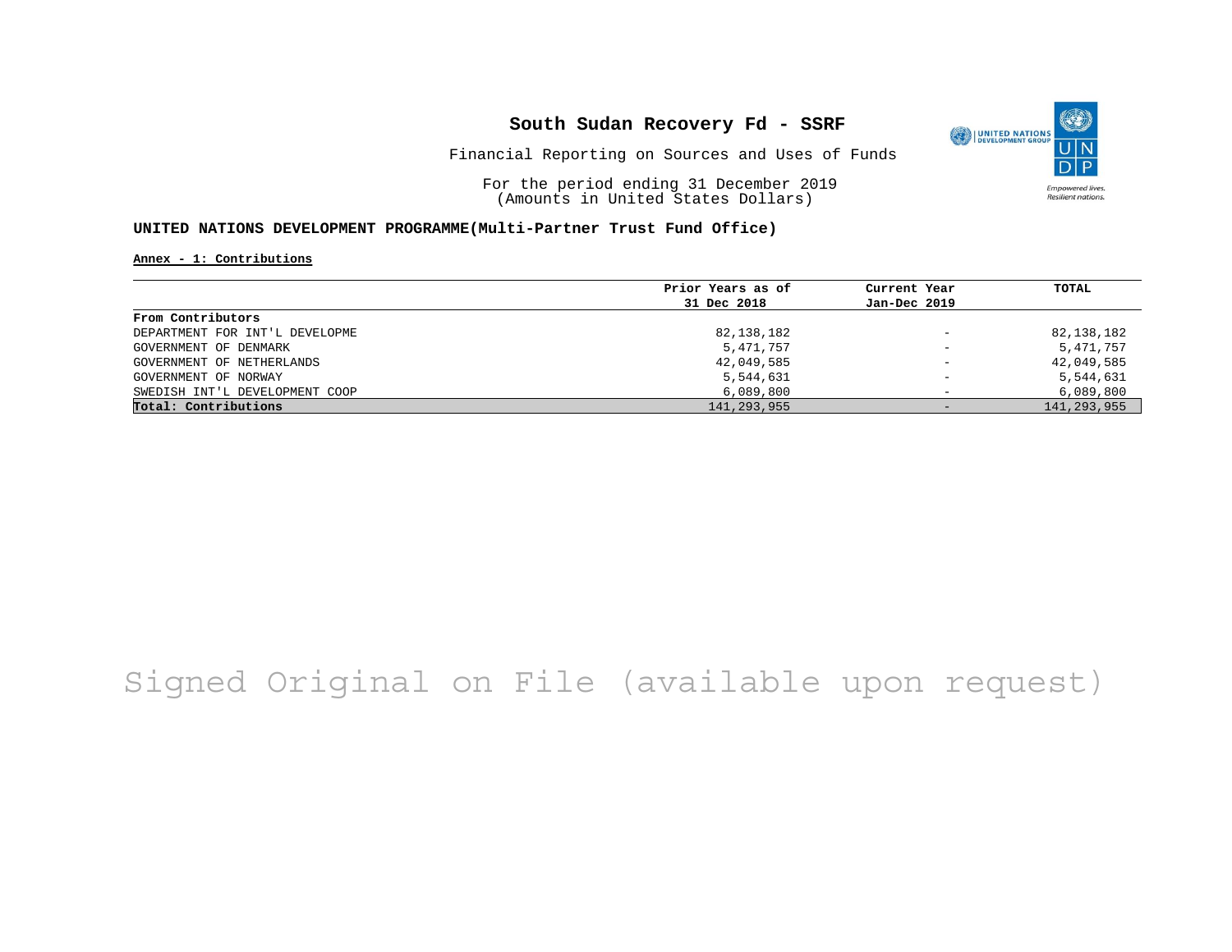# South Sudan Recovery Fd - SSRF

Financial Reporting on Sources and Uses of Funds

For the period ending 31 December 2019
(Amounts in United States Dollars)

**UNITED NATIONS DEVELOPMENT PROGRAMME(Multi-Partner Trust Fund Office)**

**Annex - 1: Contributions**

| | Prior Years as of 31 Dec 2018 | Current Year Jan-Dec 2019 | TOTAL |
|---|---|---|---|
| **From Contributors** | | | |
| DEPARTMENT FOR INT'L DEVELOPME | 82,138,182 | - | 82,138,182 |
| GOVERNMENT OF DENMARK | 5,471,757 | - | 5,471,757 |
| GOVERNMENT OF NETHERLANDS | 42,049,585 | - | 42,049,585 |
| GOVERNMENT OF NORWAY | 5,544,631 | - | 5,544,631 |
| SWEDISH INT'L DEVELOPMENT COOP | 6,089,800 | - | 6,089,800 |
| **Total: Contributions** | 141,293,955 | - | 141,293,955 |

Signed Original on File (available upon request)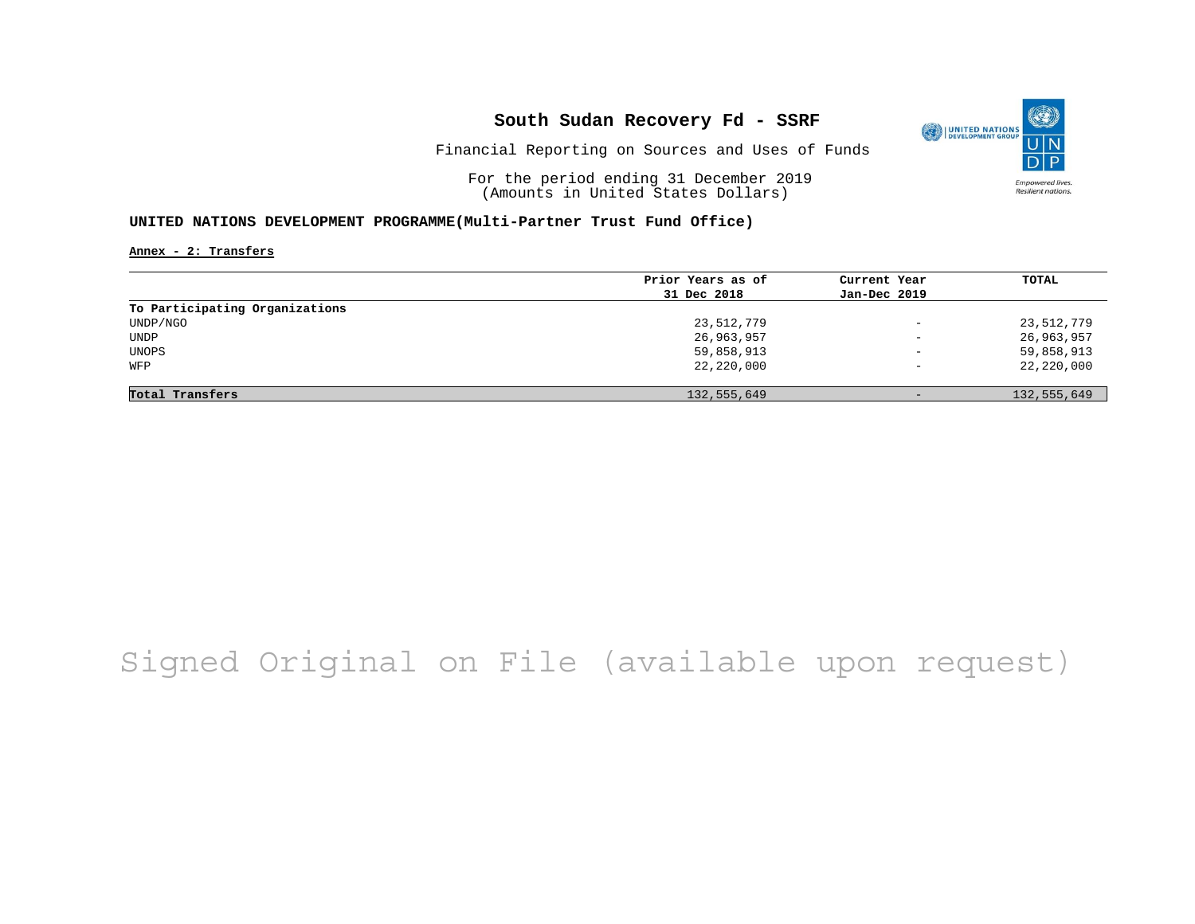# South Sudan Recovery Fd - SSRF

Financial Reporting on Sources and Uses of Funds

For the period ending 31 December 2019
(Amounts in United States Dollars)

**UNITED NATIONS DEVELOPMENT PROGRAMME(Multi-Partner Trust Fund Office)**

**Annex - 2: Transfers**

| | Prior Years as of 31 Dec 2018 | Current Year Jan-Dec 2019 | TOTAL |
|---|---|---|---|
| **To Participating Organizations** | | | |
| UNDP/NGO | 23,512,779 | - | 23,512,779 |
| UNDP | 26,963,957 | - | 26,963,957 |
| UNOPS | 59,858,913 | - | 59,858,913 |
| WFP | 22,220,000 | - | 22,220,000 |
| **Total Transfers** | 132,555,649 | - | 132,555,649 |

Signed Original on File (available upon request)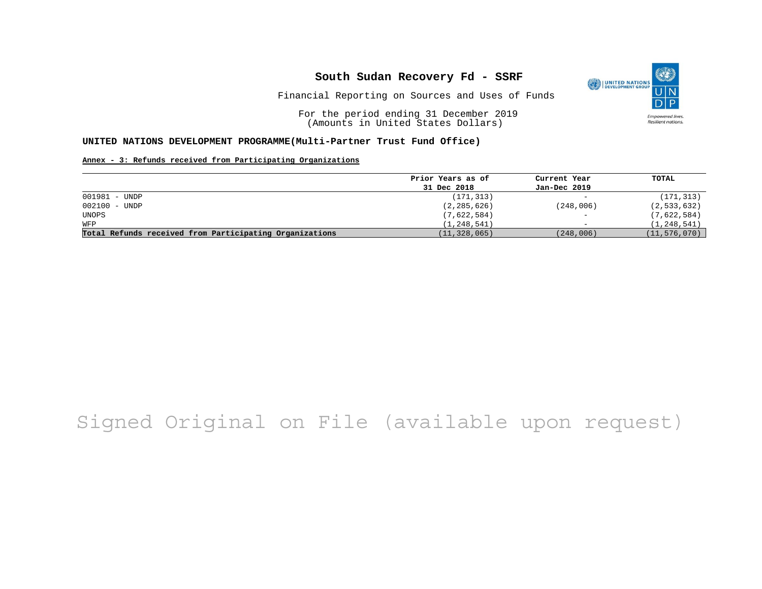# South Sudan Recovery Fd - SSRF

Financial Reporting on Sources and Uses of Funds

For the period ending 31 December 2019
(Amounts in United States Dollars)

**UNITED NATIONS DEVELOPMENT PROGRAMME(Multi-Partner Trust Fund Office)**

**Annex - 3: Refunds received from Participating Organizations**

| | Prior Years as of 31 Dec 2018 | Current Year Jan-Dec 2019 | TOTAL |
|---|---|---|---|
| 001981 - UNDP | (171,313) | - | (171,313) |
| 002100 - UNDP | (2,285,626) | (248,006) | (2,533,632) |
| UNOPS | (7,622,584) | - | (7,622,584) |
| WFP | (1,248,541) | - | (1,248,541) |
| **Total Refunds received from Participating Organizations** | (11,328,065) | (248,006) | (11,576,070) |

Signed Original on File (available upon request)